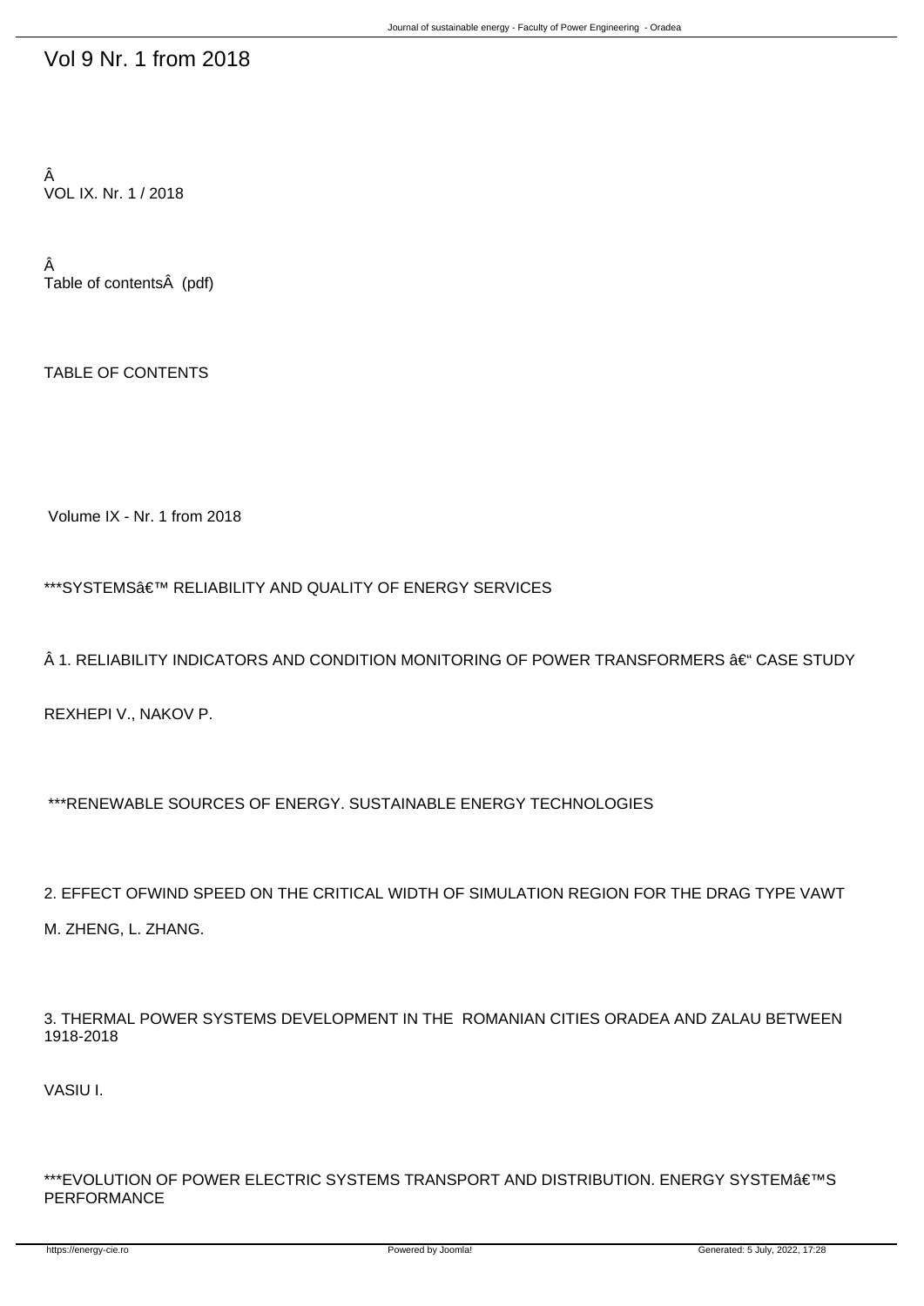# Vol 9 Nr. 1 from 2018

Â
VOL IX. Nr. 1 / 2018

Â
Table of contentsÂ  (pdf)

TABLE OF CONTENTS

Volume IX - Nr. 1 from 2018

***SYSTEMSâ€™ RELIABILITY AND QUALITY OF ENERGY SERVICES

Â 1. RELIABILITY INDICATORS AND CONDITION MONITORING OF POWER TRANSFORMERS â€“ CASE STUDY

REXHEPI V., NAKOV P.

***RENEWABLE SOURCES OF ENERGY. SUSTAINABLE ENERGY TECHNOLOGIES

2. EFFECT OFWIND SPEED ON THE CRITICAL WIDTH OF SIMULATION REGION FOR THE DRAG TYPE VAWT

M. ZHENG, L. ZHANG.

3. THERMAL POWER SYSTEMS DEVELOPMENT IN THE ROMANIAN CITIES ORADEA AND ZALAU BETWEEN 1918-2018

VASIU I.

***EVOLUTION OF POWER ELECTRIC SYSTEMS TRANSPORT AND DISTRIBUTION. ENERGY SYSTEMâ€™S PERFORMANCE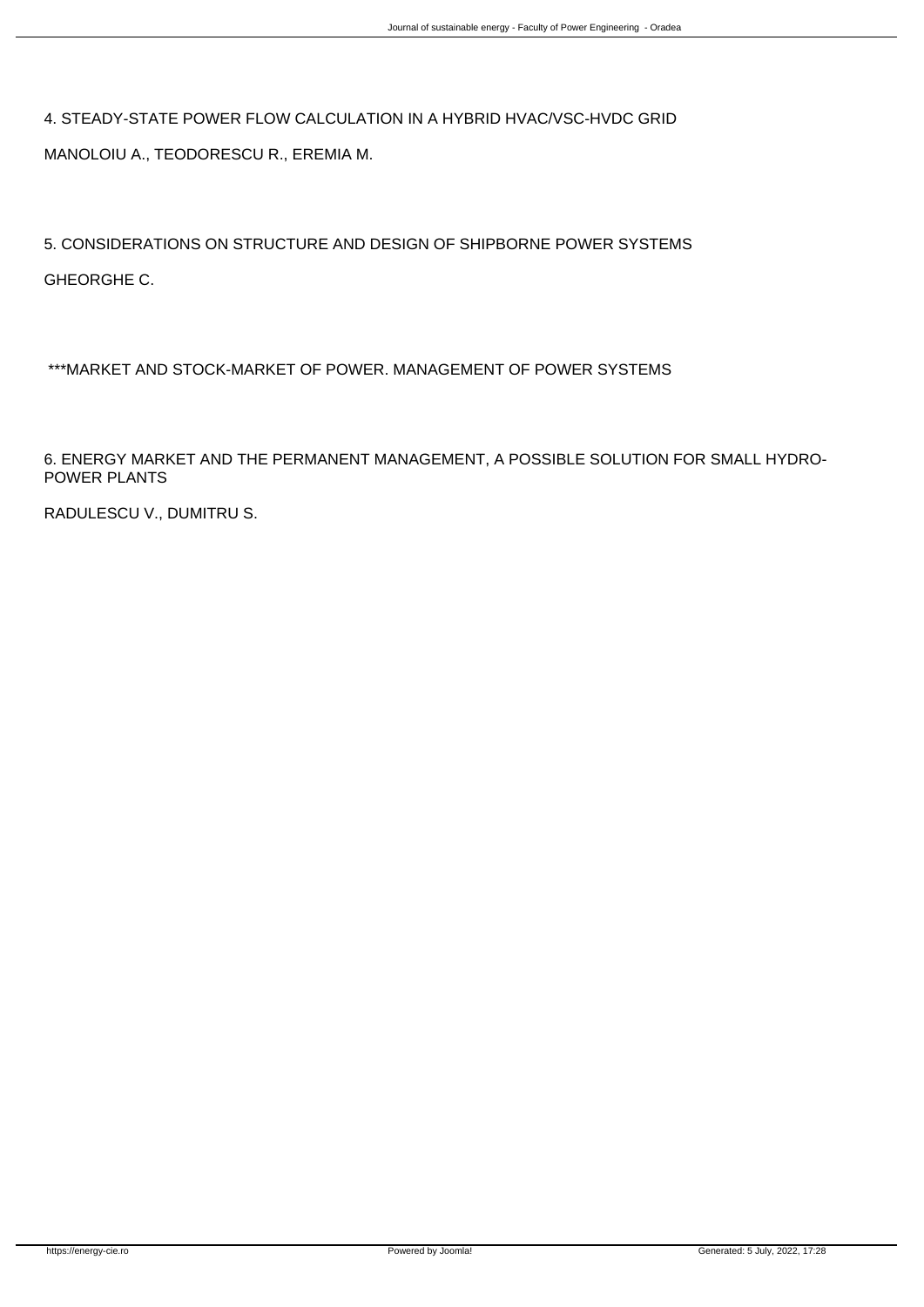4. STEADY-STATE POWER FLOW CALCULATION IN A HYBRID HVAC/VSC-HVDC GRID

MANOLOIU A., TEODORESCU R., EREMIA M.

5. CONSIDERATIONS ON STRUCTURE AND DESIGN OF SHIPBORNE POWER SYSTEMS

GHEORGHE C.

***MARKET AND STOCK-MARKET OF POWER. MANAGEMENT OF POWER SYSTEMS

6. ENERGY MARKET AND THE PERMANENT MANAGEMENT, A POSSIBLE SOLUTION FOR SMALL HYDRO-POWER PLANTS

RADULESCU V., DUMITRU S.